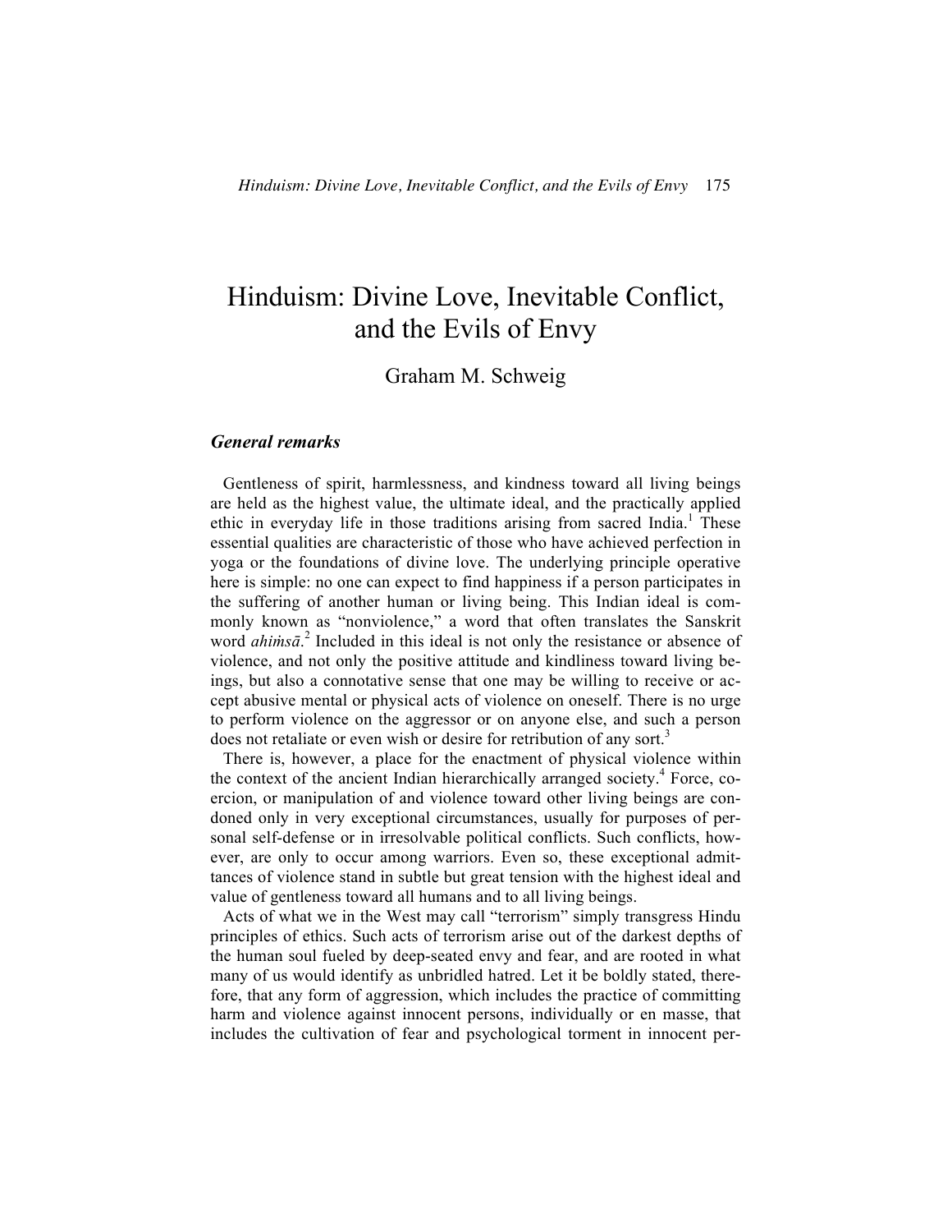# Hinduism: Divine Love, Inevitable Conflict, and the Evils of Envy

Graham M. Schweig

### *General remarks*

Gentleness of spirit, harmlessness, and kindness toward all living beings are held as the highest value, the ultimate ideal, and the practically applied ethic in everyday life in those traditions arising from sacred India.[1] These essential qualities are characteristic of those who have achieved perfection in yoga or the foundations of divine love. The underlying principle operative here is simple: no one can expect to find happiness if a person participates in the suffering of another human or living being. This Indian ideal is commonly known as "nonviolence," a word that often translates the Sanskrit word *ahiṁsā*.[2] Included in this ideal is not only the resistance or absence of violence, and not only the positive attitude and kindliness toward living beings, but also a connotative sense that one may be willing to receive or accept abusive mental or physical acts of violence on oneself. There is no urge to perform violence on the aggressor or on anyone else, and such a person does not retaliate or even wish or desire for retribution of any sort.[3]

There is, however, a place for the enactment of physical violence within the context of the ancient Indian hierarchically arranged society.[4] Force, coercion, or manipulation of and violence toward other living beings are condoned only in very exceptional circumstances, usually for purposes of personal self-defense or in irresolvable political conflicts. Such conflicts, however, are only to occur among warriors. Even so, these exceptional admittances of violence stand in subtle but great tension with the highest ideal and value of gentleness toward all humans and to all living beings.

Acts of what we in the West may call "terrorism" simply transgress Hindu principles of ethics. Such acts of terrorism arise out of the darkest depths of the human soul fueled by deep-seated envy and fear, and are rooted in what many of us would identify as unbridled hatred. Let it be boldly stated, therefore, that any form of aggression, which includes the practice of committing harm and violence against innocent persons, individually or en masse, that includes the cultivation of fear and psychological torment in innocent per-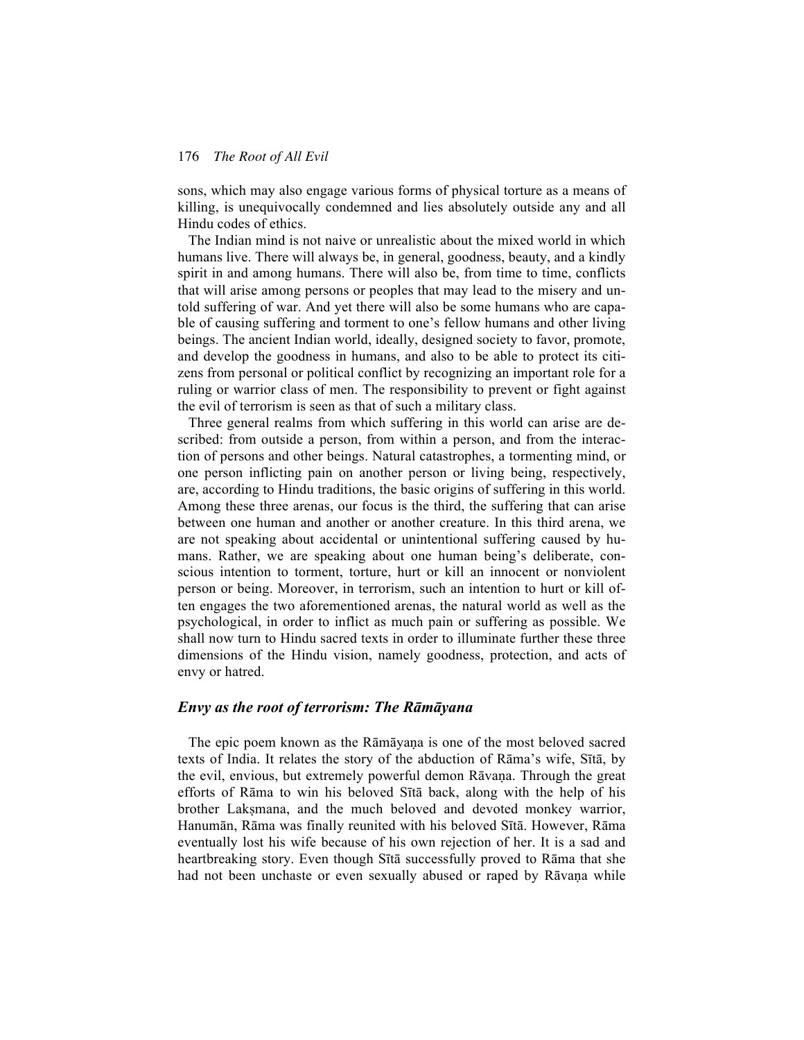sons, which may also engage various forms of physical torture as a means of killing, is unequivocally condemned and lies absolutely outside any and all Hindu codes of ethics.

The Indian mind is not naive or unrealistic about the mixed world in which humans live. There will always be, in general, goodness, beauty, and a kindly spirit in and among humans. There will also be, from time to time, conflicts that will arise among persons or peoples that may lead to the misery and untold suffering of war. And yet there will also be some humans who are capable of causing suffering and torment to one's fellow humans and other living beings. The ancient Indian world, ideally, designed society to favor, promote, and develop the goodness in humans, and also to be able to protect its citizens from personal or political conflict by recognizing an important role for a ruling or warrior class of men. The responsibility to prevent or fight against the evil of terrorism is seen as that of such a military class.

Three general realms from which suffering in this world can arise are described: from outside a person, from within a person, and from the interaction of persons and other beings. Natural catastrophes, a tormenting mind, or one person inflicting pain on another person or living being, respectively, are, according to Hindu traditions, the basic origins of suffering in this world. Among these three arenas, our focus is the third, the suffering that can arise between one human and another or another creature. In this third arena, we are not speaking about accidental or unintentional suffering caused by humans. Rather, we are speaking about one human being's deliberate, conscious intention to torment, torture, hurt or kill an innocent or nonviolent person or being. Moreover, in terrorism, such an intention to hurt or kill often engages the two aforementioned arenas, the natural world as well as the psychological, in order to inflict as much pain or suffering as possible. We shall now turn to Hindu sacred texts in order to illuminate further these three dimensions of the Hindu vision, namely goodness, protection, and acts of envy or hatred.

## *Envy as the root of terrorism: The Rāmāyana*

The epic poem known as the Rāmāyaṇa is one of the most beloved sacred texts of India. It relates the story of the abduction of Rāma's wife, Sītā, by the evil, envious, but extremely powerful demon Rāvaṇa. Through the great efforts of Rāma to win his beloved Sītā back, along with the help of his brother Lakṣmana, and the much beloved and devoted monkey warrior, Hanumān, Rāma was finally reunited with his beloved Sītā. However, Rāma eventually lost his wife because of his own rejection of her. It is a sad and heartbreaking story. Even though Sītā successfully proved to Rāma that she had not been unchaste or even sexually abused or raped by Rāvaṇa while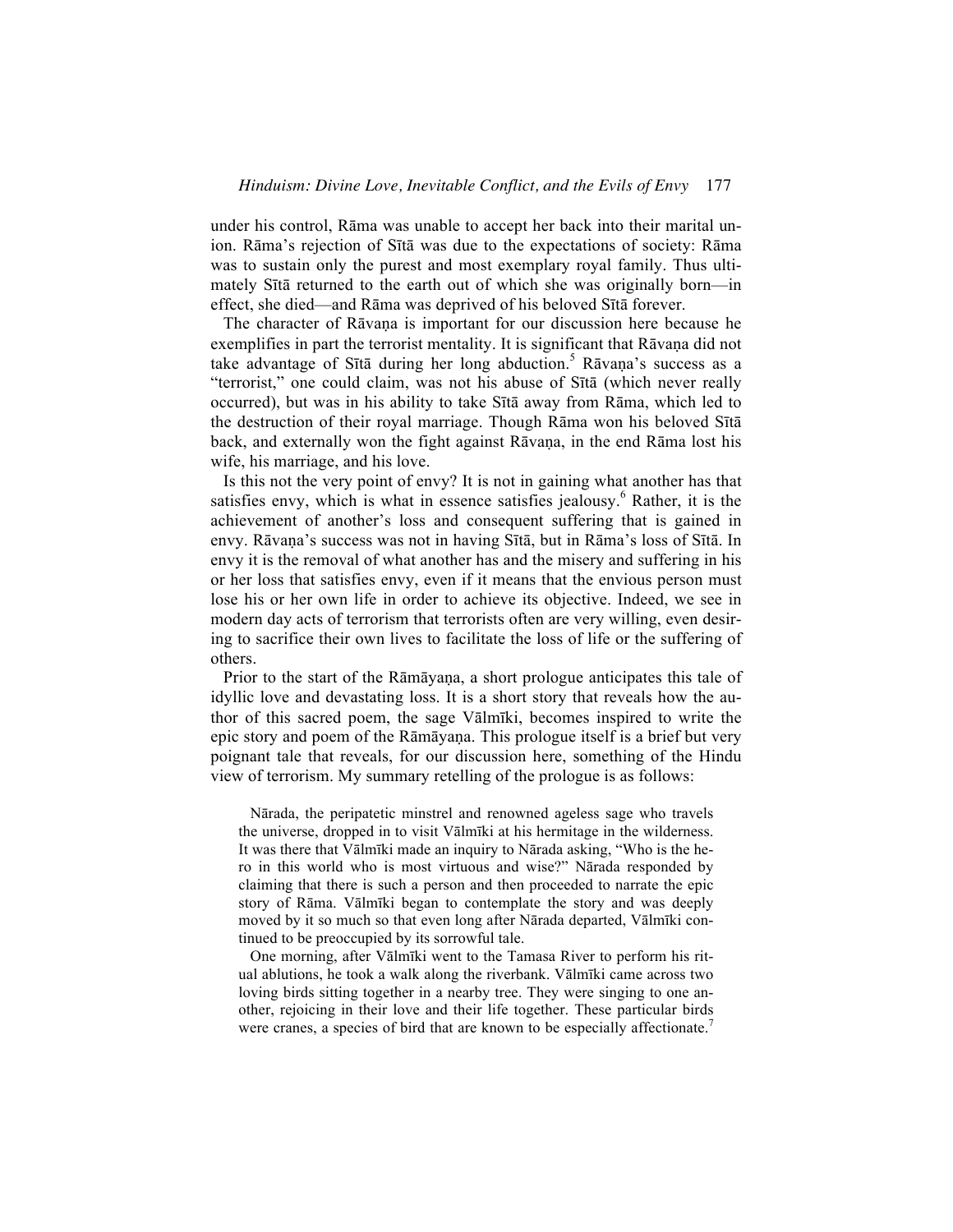under his control, Rāma was unable to accept her back into their marital union. Rāma's rejection of Sītā was due to the expectations of society: Rāma was to sustain only the purest and most exemplary royal family. Thus ultimately Sītā returned to the earth out of which she was originally born—in effect, she died—and Rāma was deprived of his beloved Sītā forever.

The character of Rāvaṇa is important for our discussion here because he exemplifies in part the terrorist mentality. It is significant that Rāvaṇa did not take advantage of Sītā during her long abduction.[5] Rāvaṇa's success as a "terrorist," one could claim, was not his abuse of Sītā (which never really occurred), but was in his ability to take Sītā away from Rāma, which led to the destruction of their royal marriage. Though Rāma won his beloved Sītā back, and externally won the fight against Rāvaṇa, in the end Rāma lost his wife, his marriage, and his love.

Is this not the very point of envy? It is not in gaining what another has that satisfies envy, which is what in essence satisfies jealousy.[6] Rather, it is the achievement of another's loss and consequent suffering that is gained in envy. Rāvaṇa's success was not in having Sītā, but in Rāma's loss of Sītā. In envy it is the removal of what another has and the misery and suffering in his or her loss that satisfies envy, even if it means that the envious person must lose his or her own life in order to achieve its objective. Indeed, we see in modern day acts of terrorism that terrorists often are very willing, even desiring to sacrifice their own lives to facilitate the loss of life or the suffering of others.

Prior to the start of the Rāmāyaṇa, a short prologue anticipates this tale of idyllic love and devastating loss. It is a short story that reveals how the author of this sacred poem, the sage Vālmīki, becomes inspired to write the epic story and poem of the Rāmāyaṇa. This prologue itself is a brief but very poignant tale that reveals, for our discussion here, something of the Hindu view of terrorism. My summary retelling of the prologue is as follows:

> Nārada, the peripatetic minstrel and renowned ageless sage who travels the universe, dropped in to visit Vālmīki at his hermitage in the wilderness. It was there that Vālmīki made an inquiry to Nārada asking, "Who is the hero in this world who is most virtuous and wise?" Nārada responded by claiming that there is such a person and then proceeded to narrate the epic story of Rāma. Vālmīki began to contemplate the story and was deeply moved by it so much so that even long after Nārada departed, Vālmīki continued to be preoccupied by its sorrowful tale.
>
> One morning, after Vālmīki went to the Tamasa River to perform his ritual ablutions, he took a walk along the riverbank. Vālmīki came across two loving birds sitting together in a nearby tree. They were singing to one another, rejoicing in their love and their life together. These particular birds were cranes, a species of bird that are known to be especially affectionate.[7]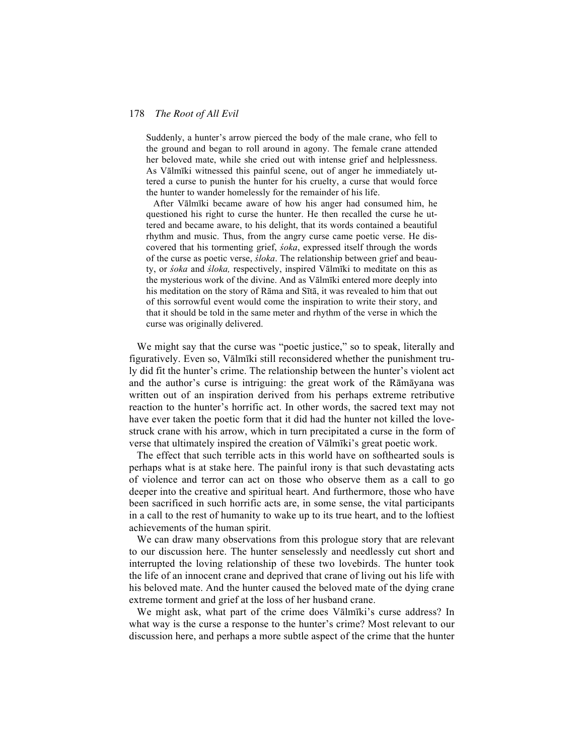> Suddenly, a hunter's arrow pierced the body of the male crane, who fell to the ground and began to roll around in agony. The female crane attended her beloved mate, while she cried out with intense grief and helplessness. As Vālmīki witnessed this painful scene, out of anger he immediately uttered a curse to punish the hunter for his cruelty, a curse that would force the hunter to wander homelessly for the remainder of his life.
>
> After Vālmīki became aware of how his anger had consumed him, he questioned his right to curse the hunter. He then recalled the curse he uttered and became aware, to his delight, that its words contained a beautiful rhythm and music. Thus, from the angry curse came poetic verse. He discovered that his tormenting grief, *śoka*, expressed itself through the words of the curse as poetic verse, *śloka*. The relationship between grief and beauty, or *śoka* and *śloka,* respectively, inspired Vālmīki to meditate on this as the mysterious work of the divine. And as Vālmīki entered more deeply into his meditation on the story of Rāma and Sītā, it was revealed to him that out of this sorrowful event would come the inspiration to write their story, and that it should be told in the same meter and rhythm of the verse in which the curse was originally delivered.

We might say that the curse was "poetic justice," so to speak, literally and figuratively. Even so, Vālmīki still reconsidered whether the punishment truly did fit the hunter's crime. The relationship between the hunter's violent act and the author's curse is intriguing: the great work of the Rāmāyana was written out of an inspiration derived from his perhaps extreme retributive reaction to the hunter's horrific act. In other words, the sacred text may not have ever taken the poetic form that it did had the hunter not killed the lovestruck crane with his arrow, which in turn precipitated a curse in the form of verse that ultimately inspired the creation of Vālmīki's great poetic work.

The effect that such terrible acts in this world have on softhearted souls is perhaps what is at stake here. The painful irony is that such devastating acts of violence and terror can act on those who observe them as a call to go deeper into the creative and spiritual heart. And furthermore, those who have been sacrificed in such horrific acts are, in some sense, the vital participants in a call to the rest of humanity to wake up to its true heart, and to the loftiest achievements of the human spirit.

We can draw many observations from this prologue story that are relevant to our discussion here. The hunter senselessly and needlessly cut short and interrupted the loving relationship of these two lovebirds. The hunter took the life of an innocent crane and deprived that crane of living out his life with his beloved mate. And the hunter caused the beloved mate of the dying crane extreme torment and grief at the loss of her husband crane.

We might ask, what part of the crime does Vālmīki's curse address? In what way is the curse a response to the hunter's crime? Most relevant to our discussion here, and perhaps a more subtle aspect of the crime that the hunter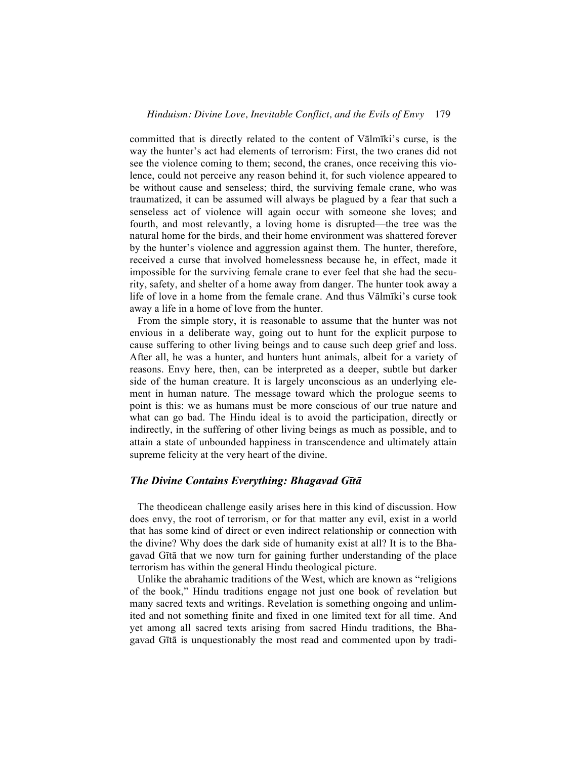committed that is directly related to the content of Vālmīki's curse, is the way the hunter's act had elements of terrorism: First, the two cranes did not see the violence coming to them; second, the cranes, once receiving this violence, could not perceive any reason behind it, for such violence appeared to be without cause and senseless; third, the surviving female crane, who was traumatized, it can be assumed will always be plagued by a fear that such a senseless act of violence will again occur with someone she loves; and fourth, and most relevantly, a loving home is disrupted—the tree was the natural home for the birds, and their home environment was shattered forever by the hunter's violence and aggression against them. The hunter, therefore, received a curse that involved homelessness because he, in effect, made it impossible for the surviving female crane to ever feel that she had the security, safety, and shelter of a home away from danger. The hunter took away a life of love in a home from the female crane. And thus Vālmīki's curse took away a life in a home of love from the hunter.

From the simple story, it is reasonable to assume that the hunter was not envious in a deliberate way, going out to hunt for the explicit purpose to cause suffering to other living beings and to cause such deep grief and loss. After all, he was a hunter, and hunters hunt animals, albeit for a variety of reasons. Envy here, then, can be interpreted as a deeper, subtle but darker side of the human creature. It is largely unconscious as an underlying element in human nature. The message toward which the prologue seems to point is this: we as humans must be more conscious of our true nature and what can go bad. The Hindu ideal is to avoid the participation, directly or indirectly, in the suffering of other living beings as much as possible, and to attain a state of unbounded happiness in transcendence and ultimately attain supreme felicity at the very heart of the divine.

## *The Divine Contains Everything: Bhagavad Gītā*

The theodicean challenge easily arises here in this kind of discussion. How does envy, the root of terrorism, or for that matter any evil, exist in a world that has some kind of direct or even indirect relationship or connection with the divine? Why does the dark side of humanity exist at all? It is to the Bhagavad Gītā that we now turn for gaining further understanding of the place terrorism has within the general Hindu theological picture.

Unlike the abrahamic traditions of the West, which are known as "religions of the book," Hindu traditions engage not just one book of revelation but many sacred texts and writings. Revelation is something ongoing and unlimited and not something finite and fixed in one limited text for all time. And yet among all sacred texts arising from sacred Hindu traditions, the Bhagavad Gītā is unquestionably the most read and commented upon by tradi-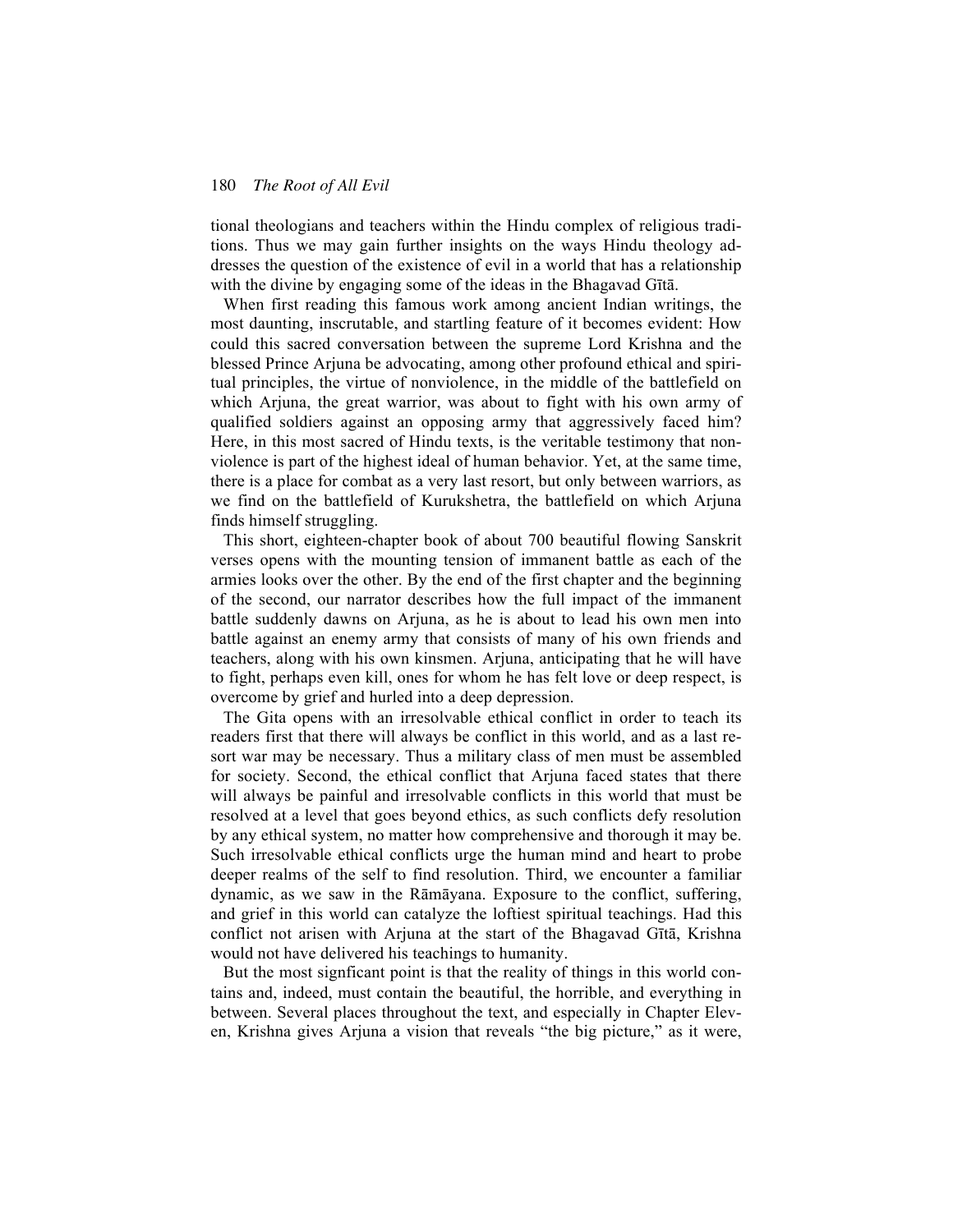tional theologians and teachers within the Hindu complex of religious traditions. Thus we may gain further insights on the ways Hindu theology addresses the question of the existence of evil in a world that has a relationship with the divine by engaging some of the ideas in the Bhagavad Gītā.

When first reading this famous work among ancient Indian writings, the most daunting, inscrutable, and startling feature of it becomes evident: How could this sacred conversation between the supreme Lord Krishna and the blessed Prince Arjuna be advocating, among other profound ethical and spiritual principles, the virtue of nonviolence, in the middle of the battlefield on which Arjuna, the great warrior, was about to fight with his own army of qualified soldiers against an opposing army that aggressively faced him? Here, in this most sacred of Hindu texts, is the veritable testimony that nonviolence is part of the highest ideal of human behavior. Yet, at the same time, there is a place for combat as a very last resort, but only between warriors, as we find on the battlefield of Kurukshetra, the battlefield on which Arjuna finds himself struggling.

This short, eighteen-chapter book of about 700 beautiful flowing Sanskrit verses opens with the mounting tension of immanent battle as each of the armies looks over the other. By the end of the first chapter and the beginning of the second, our narrator describes how the full impact of the immanent battle suddenly dawns on Arjuna, as he is about to lead his own men into battle against an enemy army that consists of many of his own friends and teachers, along with his own kinsmen. Arjuna, anticipating that he will have to fight, perhaps even kill, ones for whom he has felt love or deep respect, is overcome by grief and hurled into a deep depression.

The Gita opens with an irresolvable ethical conflict in order to teach its readers first that there will always be conflict in this world, and as a last resort war may be necessary. Thus a military class of men must be assembled for society. Second, the ethical conflict that Arjuna faced states that there will always be painful and irresolvable conflicts in this world that must be resolved at a level that goes beyond ethics, as such conflicts defy resolution by any ethical system, no matter how comprehensive and thorough it may be. Such irresolvable ethical conflicts urge the human mind and heart to probe deeper realms of the self to find resolution. Third, we encounter a familiar dynamic, as we saw in the Rāmāyana. Exposure to the conflict, suffering, and grief in this world can catalyze the loftiest spiritual teachings. Had this conflict not arisen with Arjuna at the start of the Bhagavad Gītā, Krishna would not have delivered his teachings to humanity.

But the most signficant point is that the reality of things in this world contains and, indeed, must contain the beautiful, the horrible, and everything in between. Several places throughout the text, and especially in Chapter Eleven, Krishna gives Arjuna a vision that reveals "the big picture," as it were,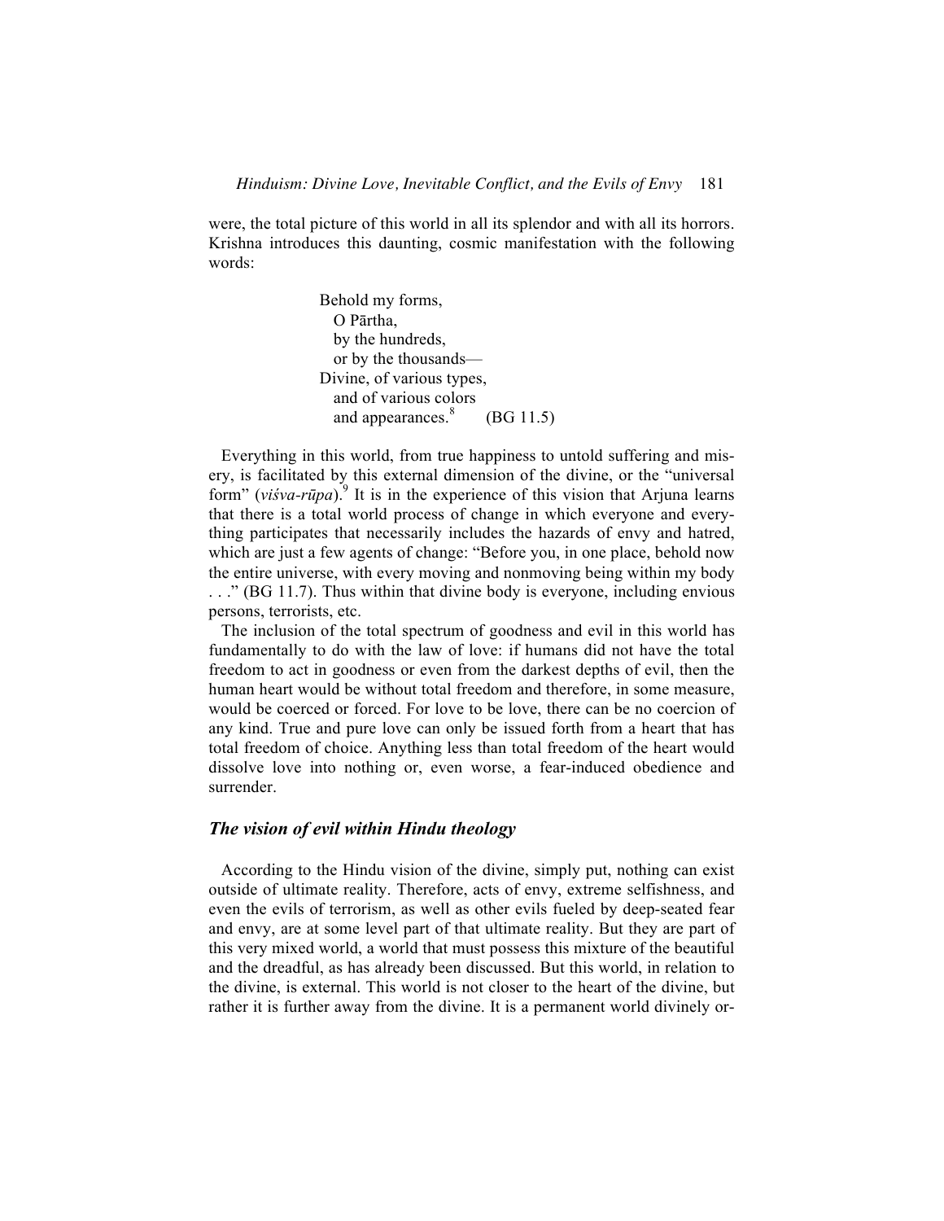were, the total picture of this world in all its splendor and with all its horrors. Krishna introduces this daunting, cosmic manifestation with the following words:

> Behold my forms,
>   O Pārtha,
>   by the hundreds,
>   or by the thousands—
> Divine, of various types,
>   and of various colors
>   and appearances.[8] (BG 11.5)

Everything in this world, from true happiness to untold suffering and misery, is facilitated by this external dimension of the divine, or the "universal form" (*viśva-rūpa*).[9] It is in the experience of this vision that Arjuna learns that there is a total world process of change in which everyone and everything participates that necessarily includes the hazards of envy and hatred, which are just a few agents of change: "Before you, in one place, behold now the entire universe, with every moving and nonmoving being within my body . . ." (BG 11.7). Thus within that divine body is everyone, including envious persons, terrorists, etc.

The inclusion of the total spectrum of goodness and evil in this world has fundamentally to do with the law of love: if humans did not have the total freedom to act in goodness or even from the darkest depths of evil, then the human heart would be without total freedom and therefore, in some measure, would be coerced or forced. For love to be love, there can be no coercion of any kind. True and pure love can only be issued forth from a heart that has total freedom of choice. Anything less than total freedom of the heart would dissolve love into nothing or, even worse, a fear-induced obedience and surrender.

## *The vision of evil within Hindu theology*

According to the Hindu vision of the divine, simply put, nothing can exist outside of ultimate reality. Therefore, acts of envy, extreme selfishness, and even the evils of terrorism, as well as other evils fueled by deep-seated fear and envy, are at some level part of that ultimate reality. But they are part of this very mixed world, a world that must possess this mixture of the beautiful and the dreadful, as has already been discussed. But this world, in relation to the divine, is external. This world is not closer to the heart of the divine, but rather it is further away from the divine. It is a permanent world divinely or-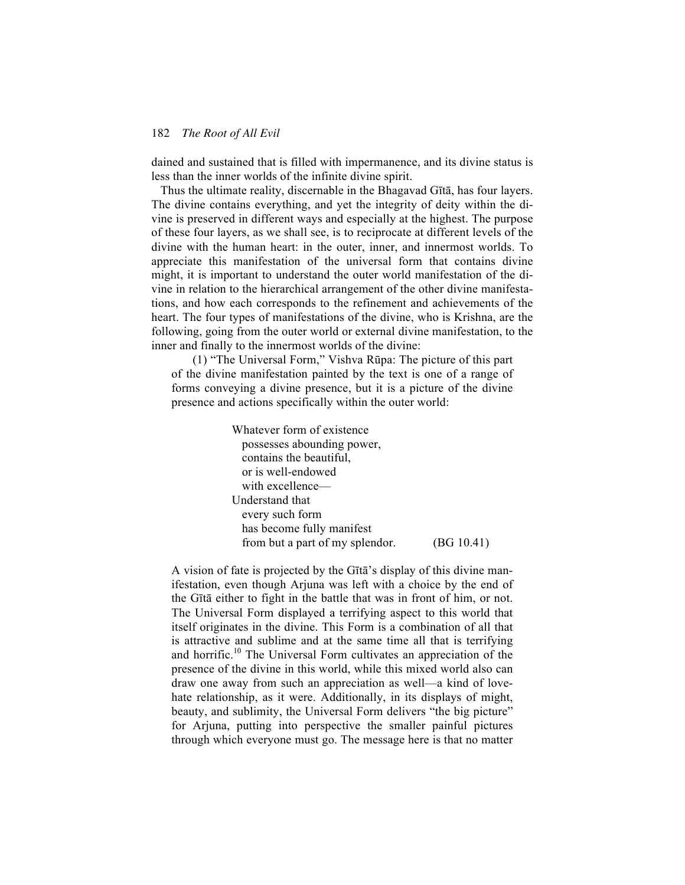dained and sustained that is filled with impermanence, and its divine status is less than the inner worlds of the infinite divine spirit.

Thus the ultimate reality, discernable in the Bhagavad Gītā, has four layers. The divine contains everything, and yet the integrity of deity within the divine is preserved in different ways and especially at the highest. The purpose of these four layers, as we shall see, is to reciprocate at different levels of the divine with the human heart: in the outer, inner, and innermost worlds. To appreciate this manifestation of the universal form that contains divine might, it is important to understand the outer world manifestation of the divine in relation to the hierarchical arrangement of the other divine manifestations, and how each corresponds to the refinement and achievements of the heart. The four types of manifestations of the divine, who is Krishna, are the following, going from the outer world or external divine manifestation, to the inner and finally to the innermost worlds of the divine:

> (1) "The Universal Form," Vishva Rūpa: The picture of this part of the divine manifestation painted by the text is one of a range of forms conveying a divine presence, but it is a picture of the divine presence and actions specifically within the outer world:
>
> > Whatever form of existence
> > possesses abounding power,
> > contains the beautiful,
> > or is well-endowed
> > with excellence—
> > Understand that
> > every such form
> > has become fully manifest
> > from but a part of my splendor. (BG 10.41)
>
> A vision of fate is projected by the Gītā's display of this divine manifestation, even though Arjuna was left with a choice by the end of the Gītā either to fight in the battle that was in front of him, or not. The Universal Form displayed a terrifying aspect to this world that itself originates in the divine. This Form is a combination of all that is attractive and sublime and at the same time all that is terrifying and horrific.[10] The Universal Form cultivates an appreciation of the presence of the divine in this world, while this mixed world also can draw one away from such an appreciation as well—a kind of love-hate relationship, as it were. Additionally, in its displays of might, beauty, and sublimity, the Universal Form delivers "the big picture" for Arjuna, putting into perspective the smaller painful pictures through which everyone must go. The message here is that no matter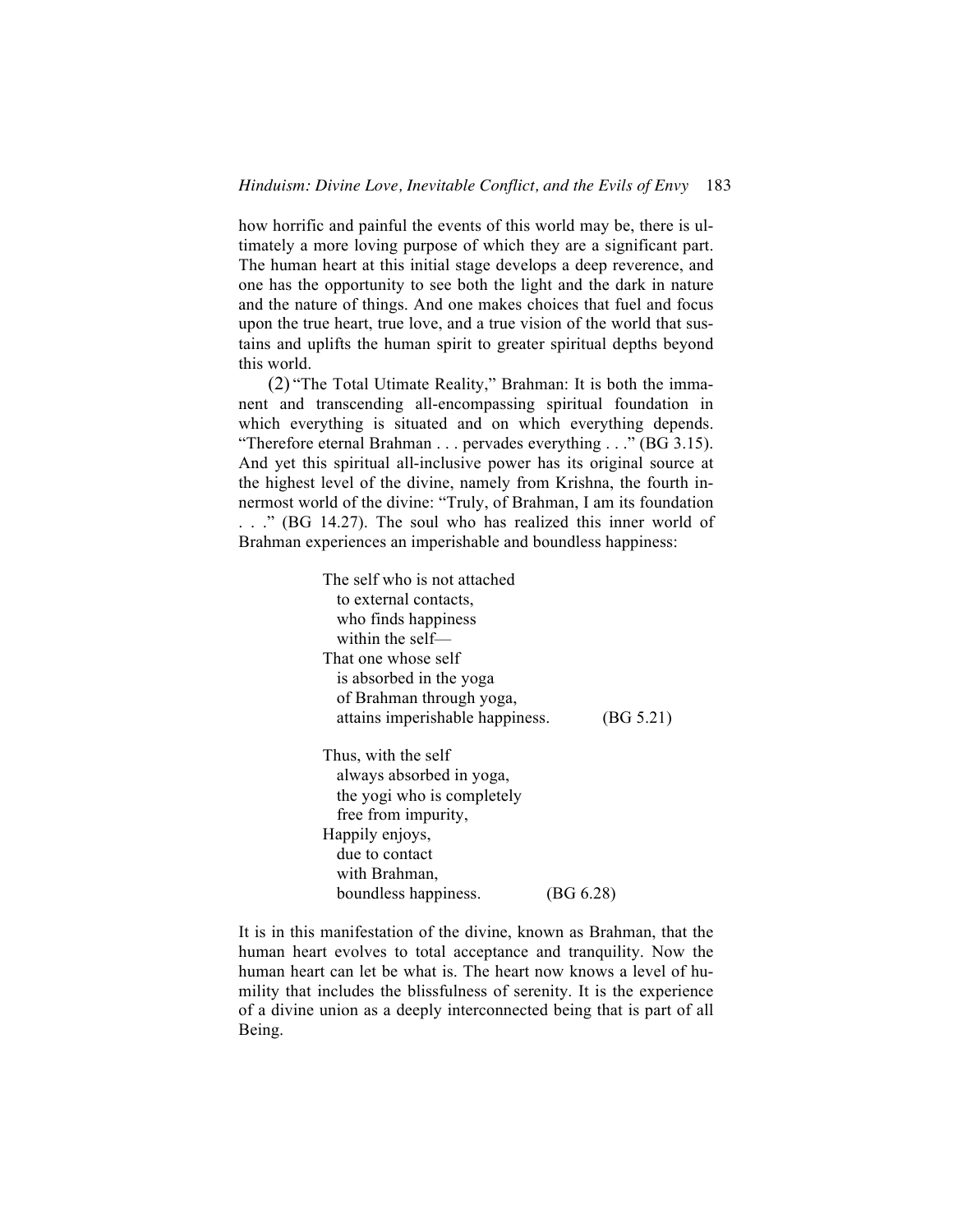how horrific and painful the events of this world may be, there is ultimately a more loving purpose of which they are a significant part. The human heart at this initial stage develops a deep reverence, and one has the opportunity to see both the light and the dark in nature and the nature of things. And one makes choices that fuel and focus upon the true heart, true love, and a true vision of the world that sustains and uplifts the human spirit to greater spiritual depths beyond this world.

(2) "The Total Utimate Reality," Brahman: It is both the immanent and transcending all-encompassing spiritual foundation in which everything is situated and on which everything depends. "Therefore eternal Brahman . . . pervades everything . . ." (BG 3.15). And yet this spiritual all-inclusive power has its original source at the highest level of the divine, namely from Krishna, the fourth innermost world of the divine: "Truly, of Brahman, I am its foundation . . ." (BG 14.27). The soul who has realized this inner world of Brahman experiences an imperishable and boundless happiness:

> The self who is not attached
> to external contacts,
> who finds happiness
> within the self—
> That one whose self
> is absorbed in the yoga
> of Brahman through yoga,
> attains imperishable happiness. (BG 5.21)
>
> Thus, with the self
> always absorbed in yoga,
> the yogi who is completely
> free from impurity,
> Happily enjoys,
> due to contact
> with Brahman,
> boundless happiness. (BG 6.28)

It is in this manifestation of the divine, known as Brahman, that the human heart evolves to total acceptance and tranquility. Now the human heart can let be what is. The heart now knows a level of humility that includes the blissfulness of serenity. It is the experience of a divine union as a deeply interconnected being that is part of all Being.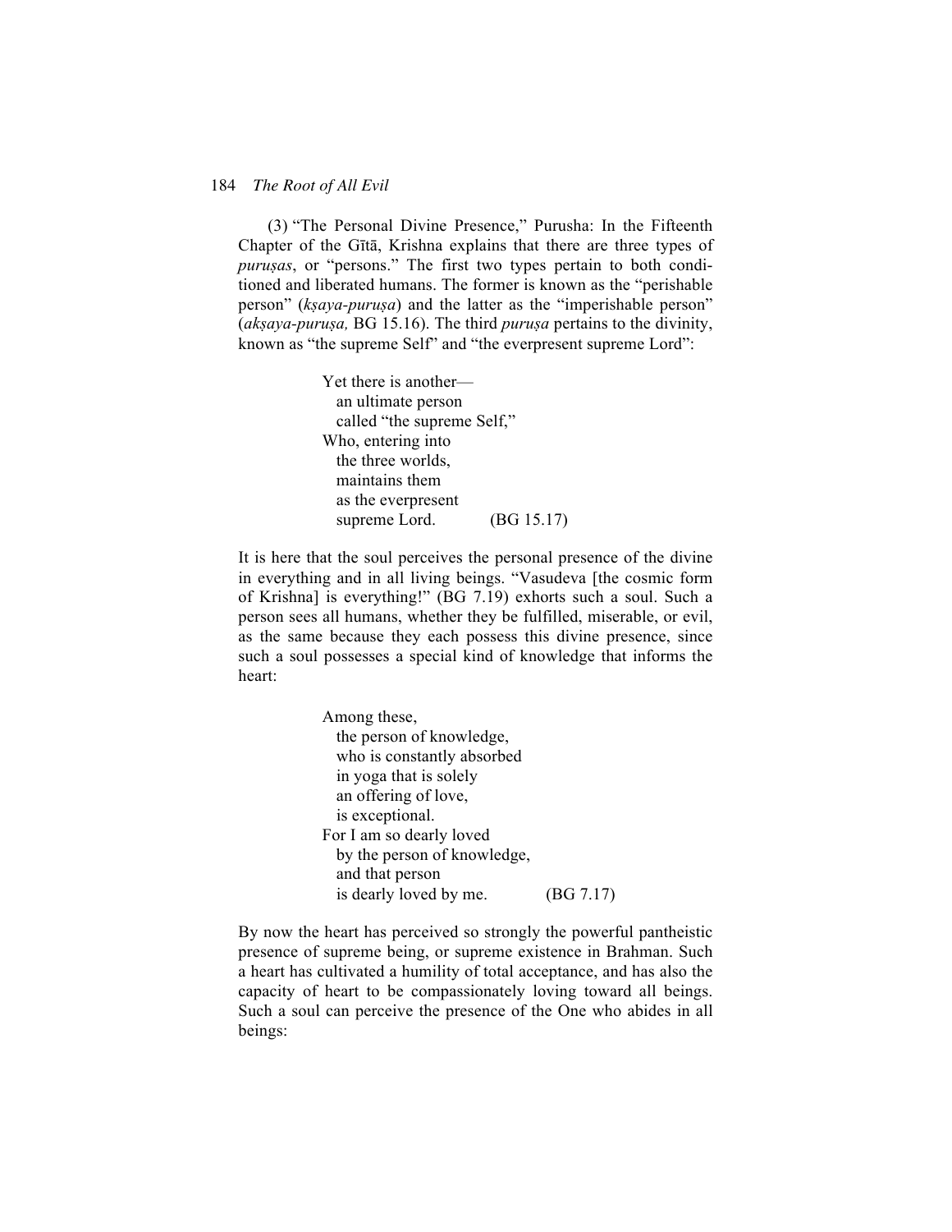(3) "The Personal Divine Presence," Purusha: In the Fifteenth Chapter of the Gītā, Krishna explains that there are three types of *puruṣas*, or "persons." The first two types pertain to both conditioned and liberated humans. The former is known as the "perishable person" (*kṣaya-puruṣa*) and the latter as the "imperishable person" (*akṣaya-puruṣa,* BG 15.16). The third *puruṣa* pertains to the divinity, known as "the supreme Self" and "the everpresent supreme Lord":

> Yet there is another—
>   an ultimate person
>   called "the supreme Self,"
> Who, entering into
>   the three worlds,
>   maintains them
>   as the everpresent
>   supreme Lord. (BG 15.17)

It is here that the soul perceives the personal presence of the divine in everything and in all living beings. "Vasudeva [the cosmic form of Krishna] is everything!" (BG 7.19) exhorts such a soul. Such a person sees all humans, whether they be fulfilled, miserable, or evil, as the same because they each possess this divine presence, since such a soul possesses a special kind of knowledge that informs the heart:

> Among these,
>   the person of knowledge,
>   who is constantly absorbed
>   in yoga that is solely
>   an offering of love,
>   is exceptional.
> For I am so dearly loved
>   by the person of knowledge,
>   and that person
>   is dearly loved by me. (BG 7.17)

By now the heart has perceived so strongly the powerful pantheistic presence of supreme being, or supreme existence in Brahman. Such a heart has cultivated a humility of total acceptance, and has also the capacity of heart to be compassionately loving toward all beings. Such a soul can perceive the presence of the One who abides in all beings: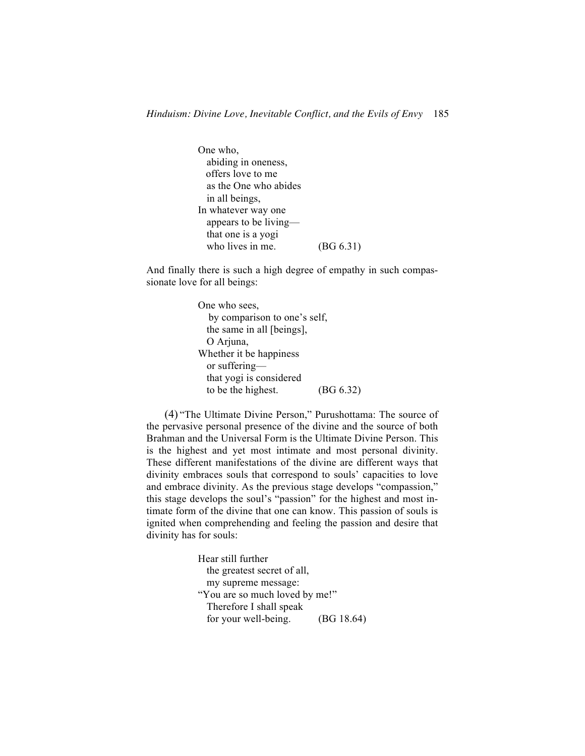> One who,
> abiding in oneness,
> offers love to me
> as the One who abides
> in all beings,
> In whatever way one
> appears to be living—
> that one is a yogi
> who lives in me. (BG 6.31)

And finally there is such a high degree of empathy in such compassionate love for all beings:

> One who sees,
> by comparison to one's self,
> the same in all [beings],
> O Arjuna,
> Whether it be happiness
> or suffering—
> that yogi is considered
> to be the highest. (BG 6.32)

(4) "The Ultimate Divine Person," Purushottama: The source of the pervasive personal presence of the divine and the source of both Brahman and the Universal Form is the Ultimate Divine Person. This is the highest and yet most intimate and most personal divinity. These different manifestations of the divine are different ways that divinity embraces souls that correspond to souls' capacities to love and embrace divinity. As the previous stage develops "compassion," this stage develops the soul's "passion" for the highest and most intimate form of the divine that one can know. This passion of souls is ignited when comprehending and feeling the passion and desire that divinity has for souls:

> Hear still further
> the greatest secret of all,
> my supreme message:
> "You are so much loved by me!"
> Therefore I shall speak
> for your well-being. (BG 18.64)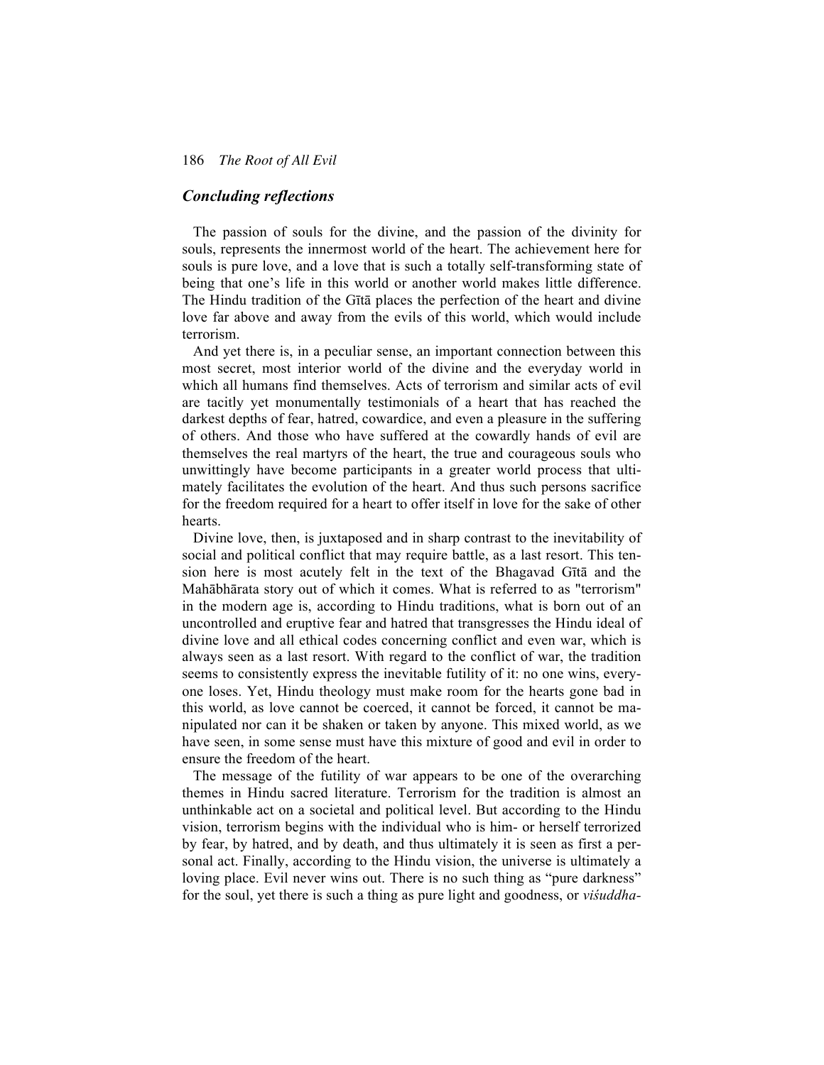## *Concluding reflections*

The passion of souls for the divine, and the passion of the divinity for souls, represents the innermost world of the heart. The achievement here for souls is pure love, and a love that is such a totally self-transforming state of being that one's life in this world or another world makes little difference. The Hindu tradition of the Gītā places the perfection of the heart and divine love far above and away from the evils of this world, which would include terrorism.

And yet there is, in a peculiar sense, an important connection between this most secret, most interior world of the divine and the everyday world in which all humans find themselves. Acts of terrorism and similar acts of evil are tacitly yet monumentally testimonials of a heart that has reached the darkest depths of fear, hatred, cowardice, and even a pleasure in the suffering of others. And those who have suffered at the cowardly hands of evil are themselves the real martyrs of the heart, the true and courageous souls who unwittingly have become participants in a greater world process that ultimately facilitates the evolution of the heart. And thus such persons sacrifice for the freedom required for a heart to offer itself in love for the sake of other hearts.

Divine love, then, is juxtaposed and in sharp contrast to the inevitability of social and political conflict that may require battle, as a last resort. This tension here is most acutely felt in the text of the Bhagavad Gītā and the Mahābhārata story out of which it comes. What is referred to as "terrorism" in the modern age is, according to Hindu traditions, what is born out of an uncontrolled and eruptive fear and hatred that transgresses the Hindu ideal of divine love and all ethical codes concerning conflict and even war, which is always seen as a last resort. With regard to the conflict of war, the tradition seems to consistently express the inevitable futility of it: no one wins, everyone loses. Yet, Hindu theology must make room for the hearts gone bad in this world, as love cannot be coerced, it cannot be forced, it cannot be manipulated nor can it be shaken or taken by anyone. This mixed world, as we have seen, in some sense must have this mixture of good and evil in order to ensure the freedom of the heart.

The message of the futility of war appears to be one of the overarching themes in Hindu sacred literature. Terrorism for the tradition is almost an unthinkable act on a societal and political level. But according to the Hindu vision, terrorism begins with the individual who is him- or herself terrorized by fear, by hatred, and by death, and thus ultimately it is seen as first a personal act. Finally, according to the Hindu vision, the universe is ultimately a loving place. Evil never wins out. There is no such thing as "pure darkness" for the soul, yet there is such a thing as pure light and goodness, or *viśuddha-*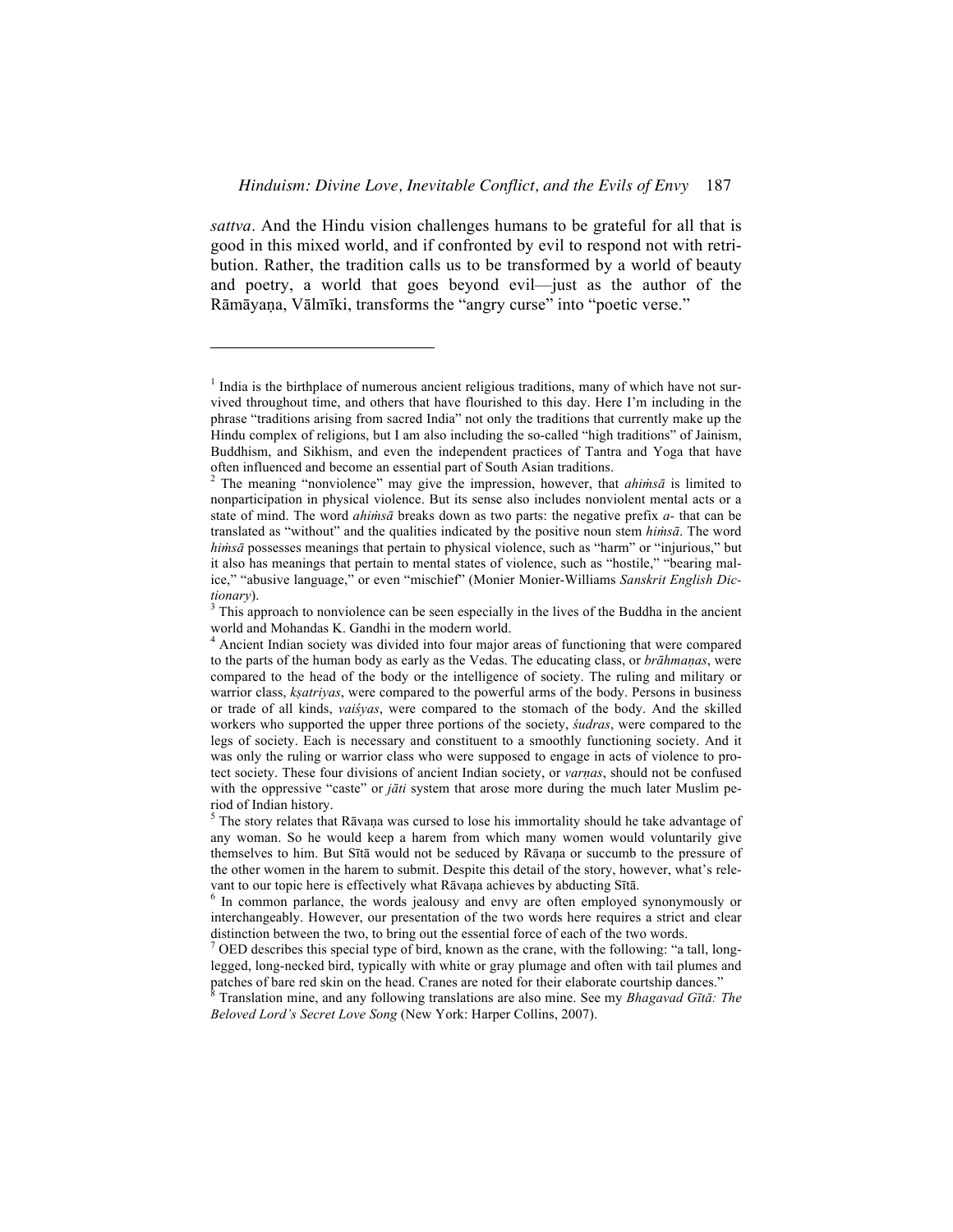*sattva*. And the Hindu vision challenges humans to be grateful for all that is good in this mixed world, and if confronted by evil to respond not with retribution. Rather, the tradition calls us to be transformed by a world of beauty and poetry, a world that goes beyond evil—just as the author of the Rāmāyaṇa, Vālmīki, transforms the "angry curse" into "poetic verse."

---

[1] India is the birthplace of numerous ancient religious traditions, many of which have not survived throughout time, and others that have flourished to this day. Here I'm including in the phrase "traditions arising from sacred India" not only the traditions that currently make up the Hindu complex of religions, but I am also including the so-called "high traditions" of Jainism, Buddhism, and Sikhism, and even the independent practices of Tantra and Yoga that have often influenced and become an essential part of South Asian traditions.

[2] The meaning "nonviolence" may give the impression, however, that *ahiṁsā* is limited to nonparticipation in physical violence. But its sense also includes nonviolent mental acts or a state of mind. The word *ahiṁsā* breaks down as two parts: the negative prefix *a-* that can be translated as "without" and the qualities indicated by the positive noun stem *hiṁsā*. The word *hiṁsā* possesses meanings that pertain to physical violence, such as "harm" or "injurious," but it also has meanings that pertain to mental states of violence, such as "hostile," "bearing malice," "abusive language," or even "mischief" (Monier Monier-Williams *Sanskrit English Dictionary*).

[3] This approach to nonviolence can be seen especially in the lives of the Buddha in the ancient world and Mohandas K. Gandhi in the modern world.

[4] Ancient Indian society was divided into four major areas of functioning that were compared to the parts of the human body as early as the Vedas. The educating class, or *brāhmaṇas*, were compared to the head of the body or the intelligence of society. The ruling and military or warrior class, *kṣatriyas*, were compared to the powerful arms of the body. Persons in business or trade of all kinds, *vaiśyas*, were compared to the stomach of the body. And the skilled workers who supported the upper three portions of the society, *śudras*, were compared to the legs of society. Each is necessary and constituent to a smoothly functioning society. And it was only the ruling or warrior class who were supposed to engage in acts of violence to protect society. These four divisions of ancient Indian society, or *varṇas*, should not be confused with the oppressive "caste" or *jāti* system that arose more during the much later Muslim period of Indian history.

[5] The story relates that Rāvaṇa was cursed to lose his immortality should he take advantage of any woman. So he would keep a harem from which many women would voluntarily give themselves to him. But Sītā would not be seduced by Rāvaṇa or succumb to the pressure of the other women in the harem to submit. Despite this detail of the story, however, what's relevant to our topic here is effectively what Rāvaṇa achieves by abducting Sītā.

[6] In common parlance, the words jealousy and envy are often employed synonymously or interchangeably. However, our presentation of the two words here requires a strict and clear distinction between the two, to bring out the essential force of each of the two words.

[7] OED describes this special type of bird, known as the crane, with the following: "a tall, long-legged, long-necked bird, typically with white or gray plumage and often with tail plumes and patches of bare red skin on the head. Cranes are noted for their elaborate courtship dances."

[8] Translation mine, and any following translations are also mine. See my *Bhagavad Gītā: The Beloved Lord's Secret Love Song* (New York: Harper Collins, 2007).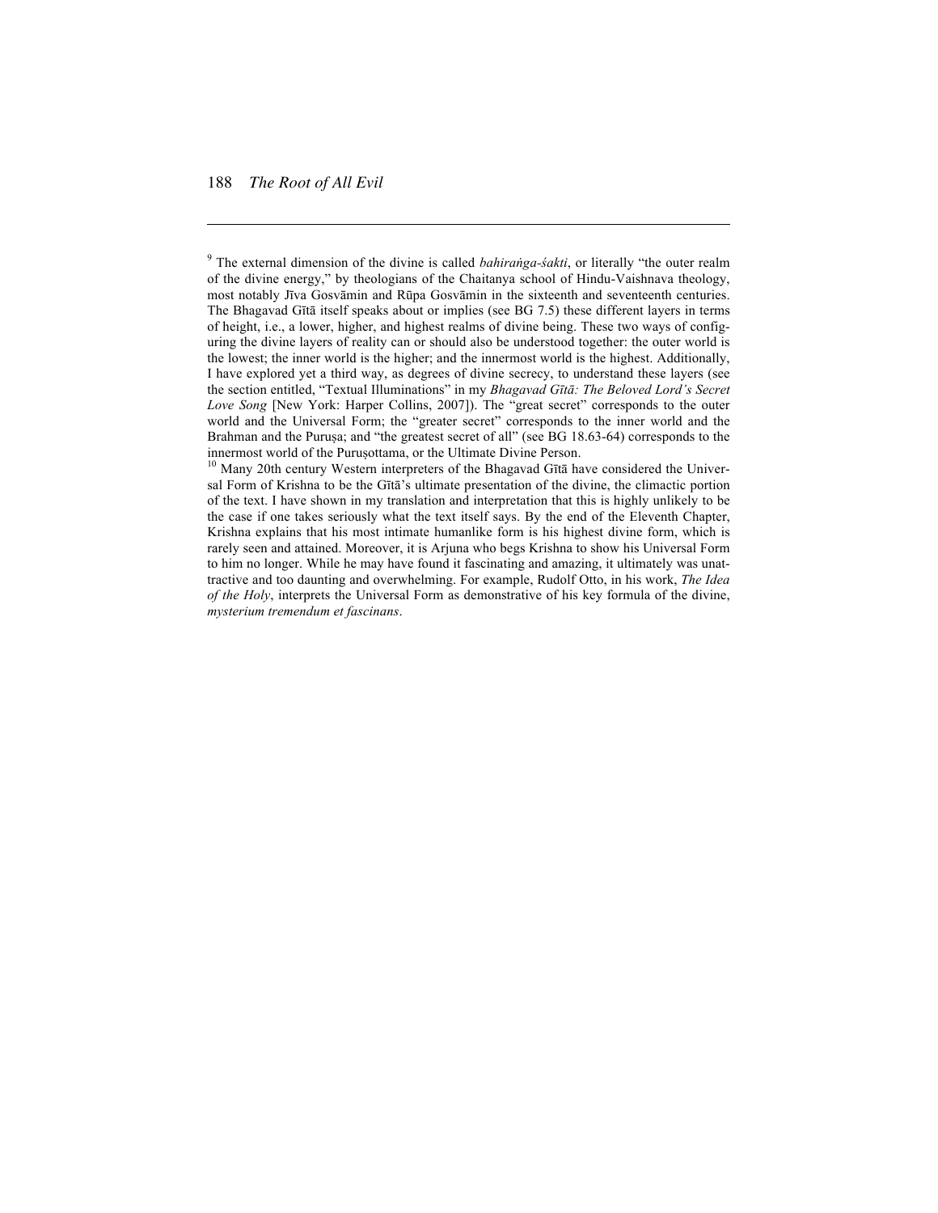[9] The external dimension of the divine is called *bahiraṅga-śakti*, or literally "the outer realm of the divine energy," by theologians of the Chaitanya school of Hindu-Vaishnava theology, most notably Jīva Gosvāmin and Rūpa Gosvāmin in the sixteenth and seventeenth centuries. The Bhagavad Gītā itself speaks about or implies (see BG 7.5) these different layers in terms of height, i.e., a lower, higher, and highest realms of divine being. These two ways of configuring the divine layers of reality can or should also be understood together: the outer world is the lowest; the inner world is the higher; and the innermost world is the highest. Additionally, I have explored yet a third way, as degrees of divine secrecy, to understand these layers (see the section entitled, "Textual Illuminations" in my *Bhagavad Gītā: The Beloved Lord's Secret Love Song* [New York: Harper Collins, 2007]). The "great secret" corresponds to the outer world and the Universal Form; the "greater secret" corresponds to the inner world and the Brahman and the Puruṣa; and "the greatest secret of all" (see BG 18.63-64) corresponds to the innermost world of the Puruṣottama, or the Ultimate Divine Person.

[10] Many 20th century Western interpreters of the Bhagavad Gītā have considered the Universal Form of Krishna to be the Gītā's ultimate presentation of the divine, the climactic portion of the text. I have shown in my translation and interpretation that this is highly unlikely to be the case if one takes seriously what the text itself says. By the end of the Eleventh Chapter, Krishna explains that his most intimate humanlike form is his highest divine form, which is rarely seen and attained. Moreover, it is Arjuna who begs Krishna to show his Universal Form to him no longer. While he may have found it fascinating and amazing, it ultimately was unattractive and too daunting and overwhelming. For example, Rudolf Otto, in his work, *The Idea of the Holy*, interprets the Universal Form as demonstrative of his key formula of the divine, *mysterium tremendum et fascinans*.